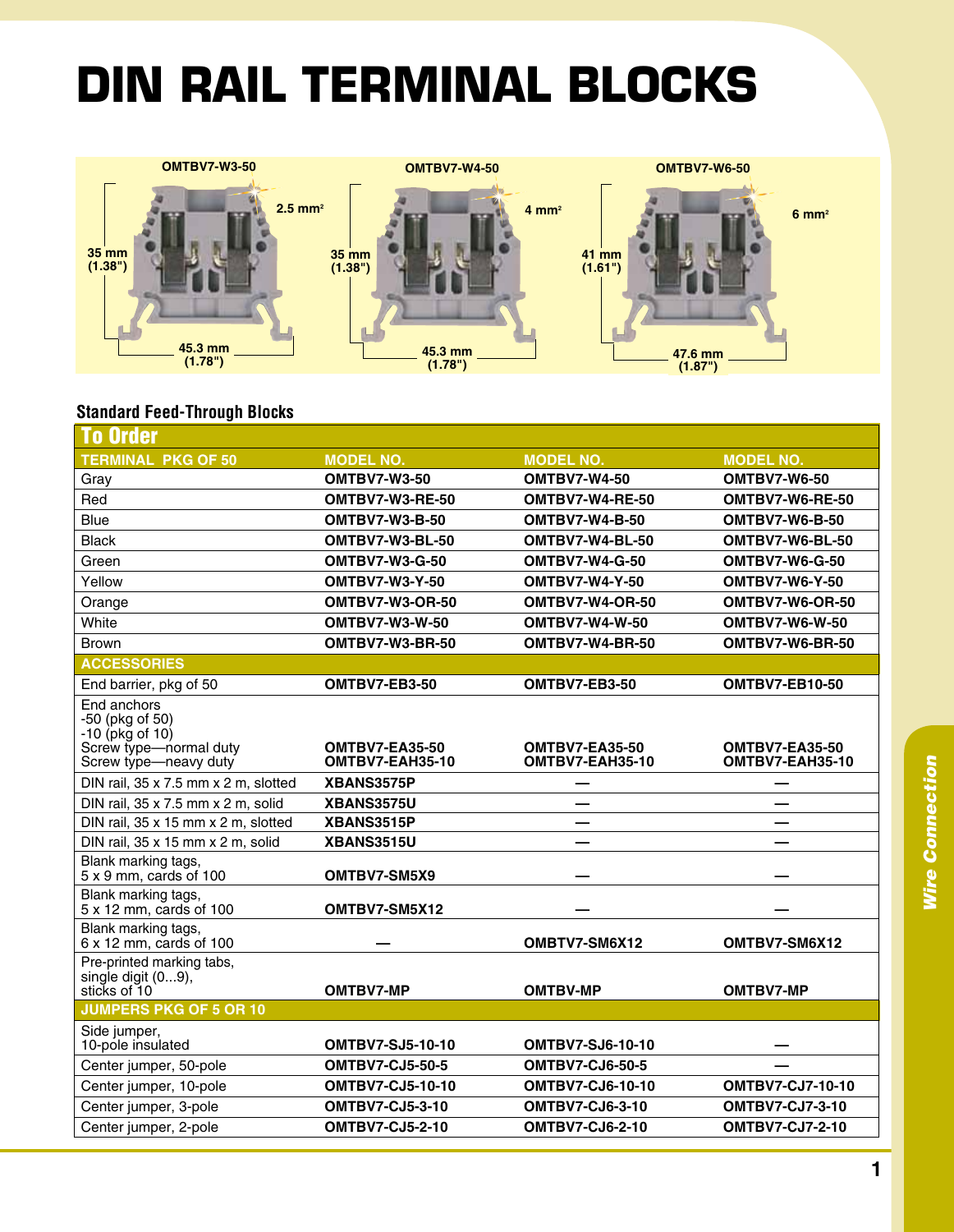# DIN RAIL TERMINAL BLOCKS

OMTBV7-W3-50 — 2.5 mm² — 35 mm (1.38") — 45.3 mm (1.78")

OMTBV7-W4-50 — 4 mm² — 35 mm (1.38") — 45.3 mm (1.78")

OMTBV7-W6-50 — 6 mm² — 41 mm (1.61") — 47.6 mm (1.87")

## Standard Feed-Through Blocks

### To Order

| TERMINAL PKG OF 50 | MODEL NO. | MODEL NO. | MODEL NO. |
|---|---|---|---|
| Gray | **OMTBV7-W3-50** | **OMTBV7-W4-50** | **OMTBV7-W6-50** |
| Red | **OMTBV7-W3-RE-50** | **OMTBV7-W4-RE-50** | **OMTBV7-W6-RE-50** |
| Blue | **OMTBV7-W3-B-50** | **OMTBV7-W4-B-50** | **OMTBV7-W6-B-50** |
| Black | **OMTBV7-W3-BL-50** | **OMTBV7-W4-BL-50** | **OMTBV7-W6-BL-50** |
| Green | **OMTBV7-W3-G-50** | **OMTBV7-W4-G-50** | **OMTBV7-W6-G-50** |
| Yellow | **OMTBV7-W3-Y-50** | **OMTBV7-W4-Y-50** | **OMTBV7-W6-Y-50** |
| Orange | **OMTBV7-W3-OR-50** | **OMTBV7-W4-OR-50** | **OMTBV7-W6-OR-50** |
| White | **OMTBV7-W3-W-50** | **OMTBV7-W4-W-50** | **OMTBV7-W6-W-50** |
| Brown | **OMTBV7-W3-BR-50** | **OMTBV7-W4-BR-50** | **OMTBV7-W6-BR-50** |
| **ACCESSORIES** | | | |
| End barrier, pkg of 50 | **OMTBV7-EB3-50** | **OMTBV7-EB3-50** | **OMTBV7-EB10-50** |
| End anchors<br>-50 (pkg of 50)<br>-10 (pkg of 10)<br>Screw type—normal duty<br>Screw type—neavy duty | **OMTBV7-EA35-50**<br>**OMTBV7-EAH35-10** | **OMTBV7-EA35-50**<br>**OMTBV7-EAH35-10** | **OMTBV7-EA35-50**<br>**OMTBV7-EAH35-10** |
| DIN rail, 35 x 7.5 mm x 2 m, slotted | **XBANS3575P** | — | — |
| DIN rail, 35 x 7.5 mm x 2 m, solid | **XBANS3575U** | — | — |
| DIN rail, 35 x 15 mm x 2 m, slotted | **XBANS3515P** | — | — |
| DIN rail, 35 x 15 mm x 2 m, solid | **XBANS3515U** | — | — |
| Blank marking tags,<br>5 x 9 mm, cards of 100 | **OMTBV7-SM5X9** | — | — |
| Blank marking tags,<br>5 x 12 mm, cards of 100 | **OMTBV7-SM5X12** | — | — |
| Blank marking tags,<br>6 x 12 mm, cards of 100 | — | **OMBTV7-SM6X12** | **OMTBV7-SM6X12** |
| Pre-printed marking tabs,<br>single digit (0...9),<br>sticks of 10 | **OMTBV7-MP** | **OMTBV-MP** | **OMTBV7-MP** |
| **JUMPERS PKG OF 5 OR 10** | | | |
| Side jumper,<br>10-pole insulated | **OMTBV7-SJ5-10-10** | **OMTBV7-SJ6-10-10** | — |
| Center jumper, 50-pole | **OMTBV7-CJ5-50-5** | **OMTBV7-CJ6-50-5** | — |
| Center jumper, 10-pole | **OMTBV7-CJ5-10-10** | **OMTBV7-CJ6-10-10** | **OMTBV7-CJ7-10-10** |
| Center jumper, 3-pole | **OMTBV7-CJ5-3-10** | **OMTBV7-CJ6-3-10** | **OMTBV7-CJ7-3-10** |
| Center jumper, 2-pole | **OMTBV7-CJ5-2-10** | **OMTBV7-CJ6-2-10** | **OMTBV7-CJ7-2-10** |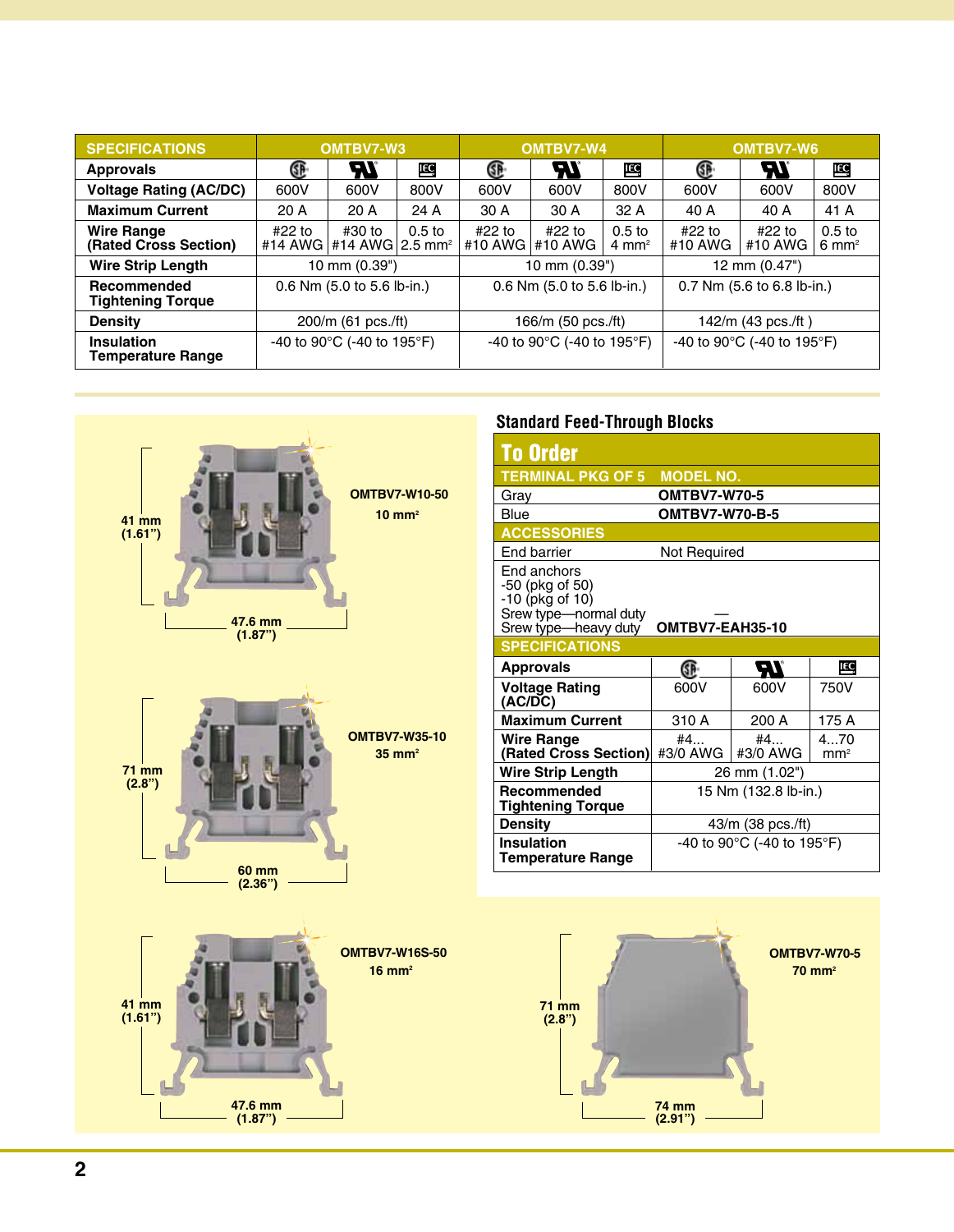| SPECIFICATIONS | OMTBV7-W3 | | | OMTBV7-W4 | | | OMTBV7-W6 | | |
|---|---|---|---|---|---|---|---|---|---|
| Approvals | CSA | UR | IEC | CSA | UR | IEC | CSA | UR | IEC |
| Voltage Rating (AC/DC) | 600V | 600V | 800V | 600V | 600V | 800V | 600V | 600V | 800V |
| Maximum Current | 20 A | 20 A | 24 A | 30 A | 30 A | 32 A | 40 A | 40 A | 41 A |
| Wire Range (Rated Cross Section) | #22 to #14 AWG | #30 to #14 AWG | 0.5 to 2.5 mm² | #22 to #10 AWG | #22 to #10 AWG | 0.5 to 4 mm² | #22 to #10 AWG | #22 to #10 AWG | 0.5 to 6 mm² |
| Wire Strip Length | 10 mm (0.39") | | | 10 mm (0.39") | | | 12 mm (0.47") | | |
| Recommended Tightening Torque | 0.6 Nm (5.0 to 5.6 lb-in.) | | | 0.6 Nm (5.0 to 5.6 lb-in.) | | | 0.7 Nm (5.6 to 6.8 lb-in.) | | |
| Density | 200/m (61 pcs./ft) | | | 166/m (50 pcs./ft) | | | 142/m (43 pcs./ft ) | | |
| Insulation Temperature Range | -40 to 90°C (-40 to 195°F) | | | -40 to 90°C (-40 to 195°F) | | | -40 to 90°C (-40 to 195°F) | | |

OMTBV7-W10-50
10 mm²
41 mm (1.61")
47.6 mm (1.87")

OMTBV7-W35-10
35 mm²
71 mm (2.8")
60 mm (2.36")

OMTBV7-W16S-50
16 mm²
41 mm (1.61")
47.6 mm (1.87")

OMTBV7-W70-5
70 mm²
71 mm (2.8")
74 mm (2.91")

## Standard Feed-Through Blocks

### To Order

| TERMINAL PKG OF 5 | MODEL NO. |
|---|---|
| Gray | **OMTBV7-W70-5** |
| Blue | **OMTBV7-W70-B-5** |
| **ACCESSORIES** | |
| End barrier | Not Required |
| End anchors<br>-50 (pkg of 50)<br>-10 (pkg of 10)<br>Srew type—normal duty<br>Srew type—heavy duty | —<br>**OMTBV7-EAH35-10** |

| SPECIFICATIONS | | | |
|---|---|---|---|
| Approvals | CSA | UR | IEC |
| Voltage Rating (AC/DC) | 600V | 600V | 750V |
| Maximum Current | 310 A | 200 A | 175 A |
| Wire Range (Rated Cross Section) | #4... #3/0 AWG | #4... #3/0 AWG | 4...70 mm² |
| Wire Strip Length | 26 mm (1.02") | | |
| Recommended Tightening Torque | 15 Nm (132.8 lb-in.) | | |
| Density | 43/m (38 pcs./ft) | | |
| Insulation Temperature Range | -40 to 90°C (-40 to 195°F) | | |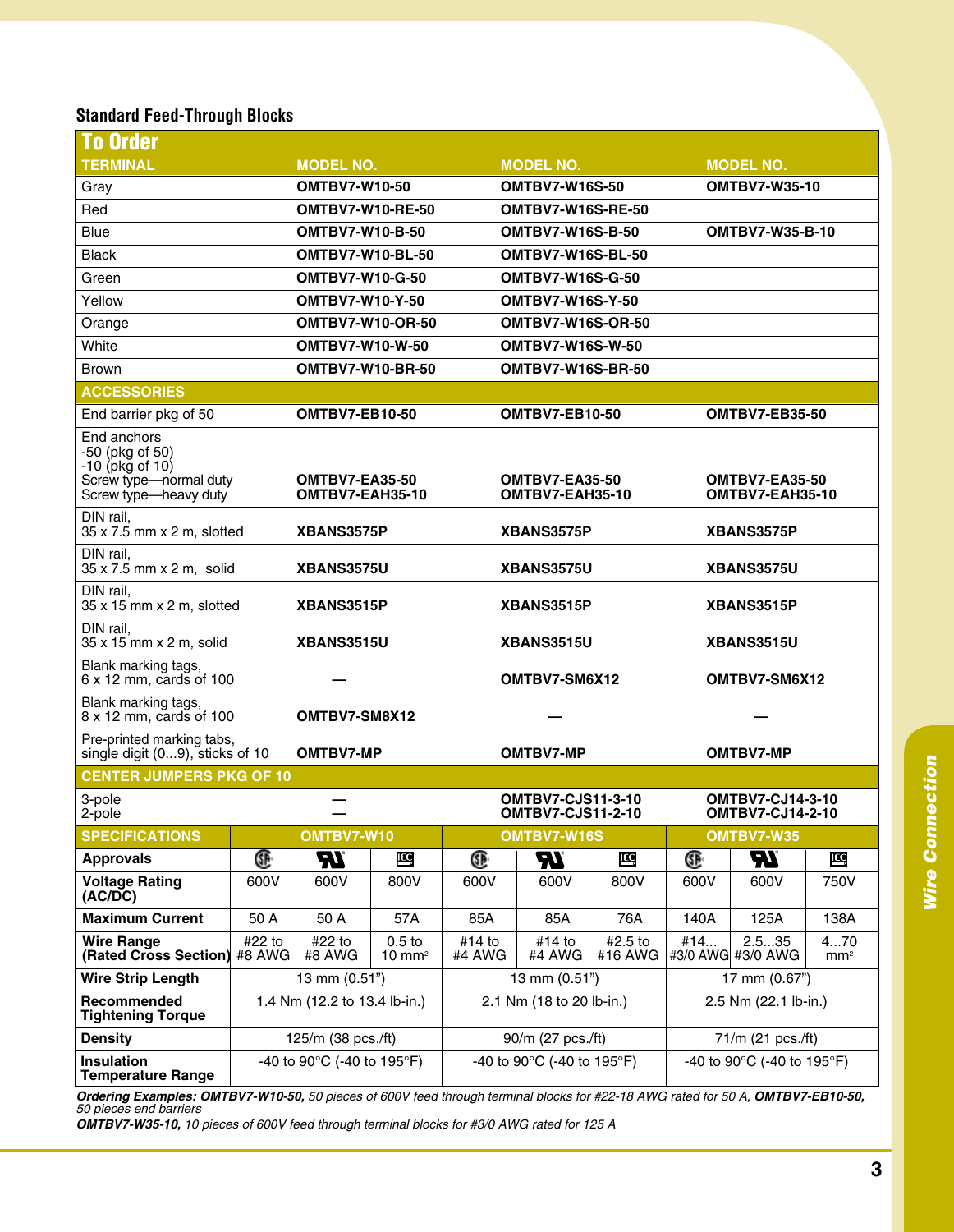### Standard Feed-Through Blocks

| To Order | | | |
|---|---|---|---|
| **TERMINAL** | **MODEL NO.** | **MODEL NO.** | **MODEL NO.** |
| Gray | **OMTBV7-W10-50** | **OMTBV7-W16S-50** | **OMTBV7-W35-10** |
| Red | **OMTBV7-W10-RE-50** | **OMTBV7-W16S-RE-50** | |
| Blue | **OMTBV7-W10-B-50** | **OMTBV7-W16S-B-50** | **OMTBV7-W35-B-10** |
| Black | **OMTBV7-W10-BL-50** | **OMTBV7-W16S-BL-50** | |
| Green | **OMTBV7-W10-G-50** | **OMTBV7-W16S-G-50** | |
| Yellow | **OMTBV7-W10-Y-50** | **OMTBV7-W16S-Y-50** | |
| Orange | **OMTBV7-W10-OR-50** | **OMTBV7-W16S-OR-50** | |
| White | **OMTBV7-W10-W-50** | **OMTBV7-W16S-W-50** | |
| Brown | **OMTBV7-W10-BR-50** | **OMTBV7-W16S-BR-50** | |
| **ACCESSORIES** | | | |
| End barrier pkg of 50 | **OMTBV7-EB10-50** | **OMTBV7-EB10-50** | **OMTBV7-EB35-50** |
| End anchors<br>-50 (pkg of 50)<br>-10 (pkg of 10)<br>Screw type—normal duty<br>Screw type—heavy duty | **OMTBV7-EA35-50**<br>**OMTBV7-EAH35-10** | **OMTBV7-EA35-50**<br>**OMTBV7-EAH35-10** | **OMTBV7-EA35-50**<br>**OMTBV7-EAH35-10** |
| DIN rail,<br>35 x 7.5 mm x 2 m, slotted | **XBANS3575P** | **XBANS3575P** | **XBANS3575P** |
| DIN rail,<br>35 x 7.5 mm x 2 m, solid | **XBANS3575U** | **XBANS3575U** | **XBANS3575U** |
| DIN rail,<br>35 x 15 mm x 2 m, slotted | **XBANS3515P** | **XBANS3515P** | **XBANS3515P** |
| DIN rail,<br>35 x 15 mm x 2 m, solid | **XBANS3515U** | **XBANS3515U** | **XBANS3515U** |
| Blank marking tags,<br>6 x 12 mm, cards of 100 | — | **OMTBV7-SM6X12** | **OMTBV7-SM6X12** |
| Blank marking tags,<br>8 x 12 mm, cards of 100 | **OMTBV7-SM8X12** | — | — |
| Pre-printed marking tabs,<br>single digit (0...9), sticks of 10 | **OMTBV7-MP** | **OMTBV7-MP** | **OMTBV7-MP** |
| **CENTER JUMPERS PKG OF 10** | | | |
| 3-pole<br>2-pole | —<br>— | **OMTBV7-CJS11-3-10**<br>**OMTBV7-CJS11-2-10** | **OMTBV7-CJ14-3-10**<br>**OMTBV7-CJ14-2-10** |

| **SPECIFICATIONS** | **OMTBV7-W10** | | | **OMTBV7-W16S** | | | **OMTBV7-W35** | | |
|---|---|---|---|---|---|---|---|---|---|
| **Approvals** | CSA | UR | IEC | CSA | UR | IEC | CSA | UR | IEC |
| **Voltage Rating (AC/DC)** | 600V | 600V | 800V | 600V | 600V | 800V | 600V | 600V | 750V |
| **Maximum Current** | 50 A | 50 A | 57A | 85A | 85A | 76A | 140A | 125A | 138A |
| **Wire Range (Rated Cross Section)** | #22 to #8 AWG | #22 to #8 AWG | 0.5 to 10 mm² | #14 to #4 AWG | #14 to #4 AWG | #2.5 to #16 AWG | #14... #3/0 AWG | 2.5...35 #3/0 AWG | 4...70 mm² |
| **Wire Strip Length** | 13 mm (0.51") | | | 13 mm (0.51") | | | 17 mm (0.67") | | |
| **Recommended Tightening Torque** | 1.4 Nm (12.2 to 13.4 lb-in.) | | | 2.1 Nm (18 to 20 lb-in.) | | | 2.5 Nm (22.1 lb-in.) | | |
| **Density** | 125/m (38 pcs./ft) | | | 90/m (27 pcs./ft) | | | 71/m (21 pcs./ft) | | |
| **Insulation Temperature Range** | -40 to 90°C (-40 to 195°F) | | | -40 to 90°C (-40 to 195°F) | | | -40 to 90°C (-40 to 195°F) | | |

*Ordering Examples:* ***OMTBV7-W10-50,*** *50 pieces of 600V feed through terminal blocks for #22-18 AWG rated for 50 A,* ***OMTBV7-EB10-50,*** *50 pieces end barriers*
***OMTBV7-W35-10,*** *10 pieces of 600V feed through terminal blocks for #3/0 AWG rated for 125 A*